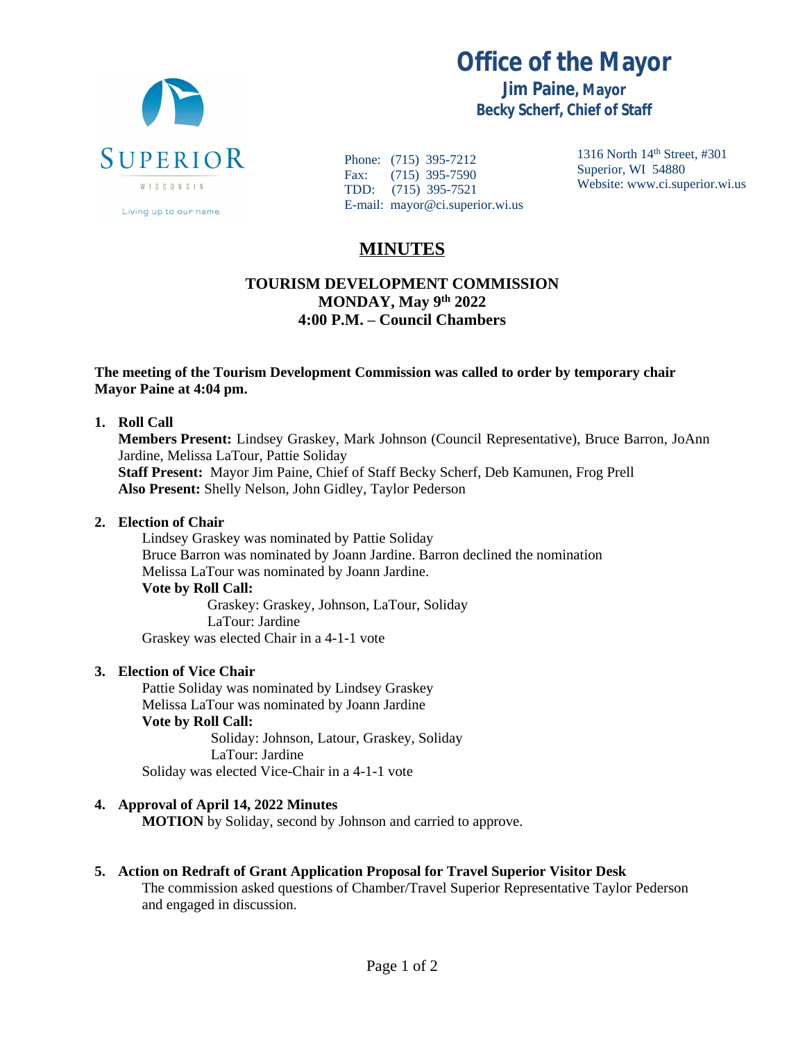# Office of the Mayor

**Jim Paine, Mayor**
**Becky Scherf, Chief of Staff**

SUPERIOR
WISCONSIN
Living up to our name.

Phone: (715) 395-7212
Fax: (715) 395-7590
TDD: (715) 395-7521
E-mail: mayor@ci.superior.wi.us

1316 North 14th Street, #301
Superior, WI 54880
Website: www.ci.superior.wi.us

## MINUTES

**TOURISM DEVELOPMENT COMMISSION**
**MONDAY, May 9th 2022**
**4:00 P.M. – Council Chambers**

**The meeting of the Tourism Development Commission was called to order by temporary chair Mayor Paine at 4:04 pm.**

1. **Roll Call**
   **Members Present:** Lindsey Graskey, Mark Johnson (Council Representative), Bruce Barron, JoAnn Jardine, Melissa LaTour, Pattie Soliday
   **Staff Present:** Mayor Jim Paine, Chief of Staff Becky Scherf, Deb Kamunen, Frog Prell
   **Also Present:** Shelly Nelson, John Gidley, Taylor Pederson

2. **Election of Chair**
   Lindsey Graskey was nominated by Pattie Soliday
   Bruce Barron was nominated by Joann Jardine. Barron declined the nomination
   Melissa LaTour was nominated by Joann Jardine.
   **Vote by Roll Call:**
   Graskey: Graskey, Johnson, LaTour, Soliday
   LaTour: Jardine
   Graskey was elected Chair in a 4-1-1 vote

3. **Election of Vice Chair**
   Pattie Soliday was nominated by Lindsey Graskey
   Melissa LaTour was nominated by Joann Jardine
   **Vote by Roll Call:**
   Soliday: Johnson, Latour, Graskey, Soliday
   LaTour: Jardine
   Soliday was elected Vice-Chair in a 4-1-1 vote

4. **Approval of April 14, 2022 Minutes**
   **MOTION** by Soliday, second by Johnson and carried to approve.

5. **Action on Redraft of Grant Application Proposal for Travel Superior Visitor Desk**
   The commission asked questions of Chamber/Travel Superior Representative Taylor Pederson and engaged in discussion.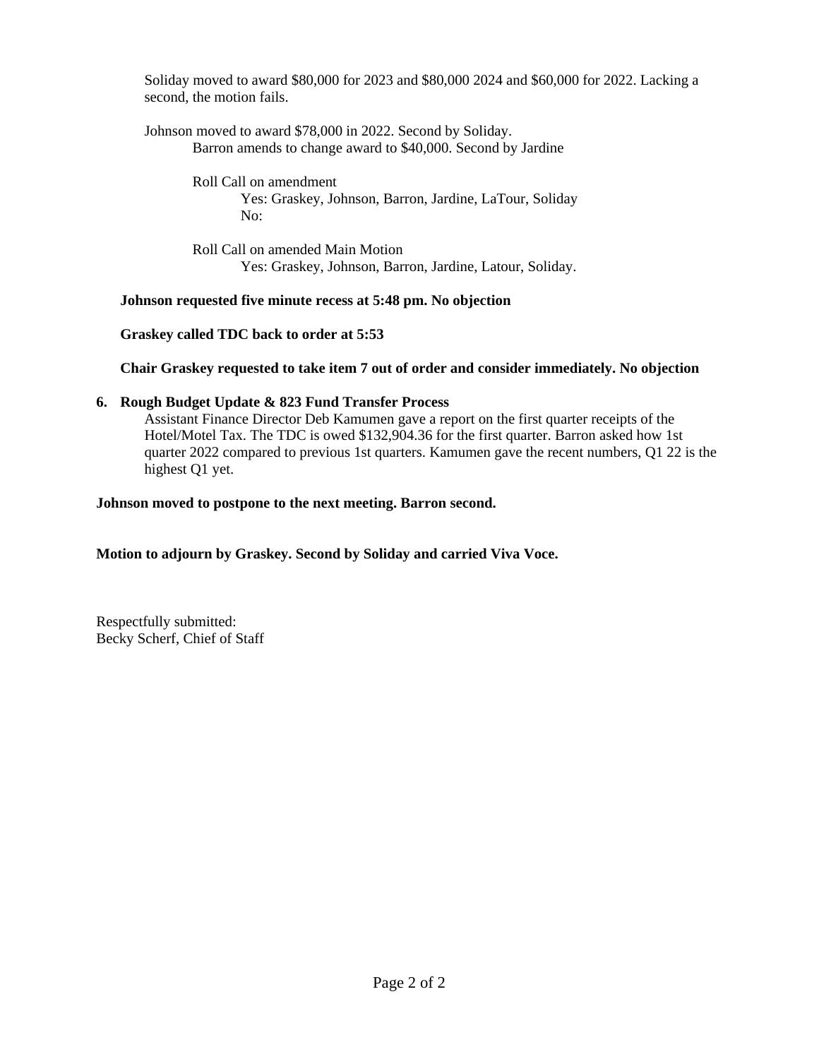Soliday moved to award $80,000 for 2023 and $80,000 2024 and $60,000 for 2022. Lacking a second, the motion fails.

Johnson moved to award $78,000 in 2022. Second by Soliday.

Barron amends to change award to $40,000. Second by Jardine

Roll Call on amendment

Yes: Graskey, Johnson, Barron, Jardine, LaTour, Soliday

No:

Roll Call on amended Main Motion

Yes: Graskey, Johnson, Barron, Jardine, Latour, Soliday.

**Johnson requested five minute recess at 5:48 pm. No objection**

**Graskey called TDC back to order at 5:53**

**Chair Graskey requested to take item 7 out of order and consider immediately. No objection**

**6. Rough Budget Update & 823 Fund Transfer Process**

Assistant Finance Director Deb Kamumen gave a report on the first quarter receipts of the Hotel/Motel Tax. The TDC is owed $132,904.36 for the first quarter. Barron asked how 1st quarter 2022 compared to previous 1st quarters. Kamumen gave the recent numbers, Q1 22 is the highest Q1 yet.

**Johnson moved to postpone to the next meeting. Barron second.**

**Motion to adjourn by Graskey. Second by Soliday and carried Viva Voce.**

Respectfully submitted:
Becky Scherf, Chief of Staff